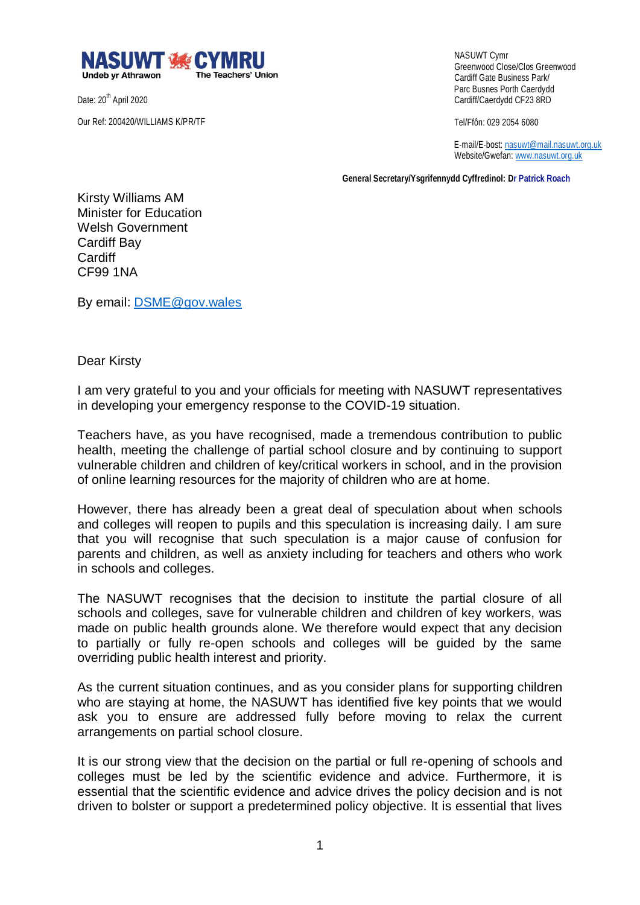**NASUWT CYMRU**
Undeb yr Athrawon The Teachers' Union

Date: 20th April 2020

Our Ref: 200420/WILLIAMS K/PR/TF

NASUWT Cymru
Greenwood Close/Clos Greenwood
Cardiff Gate Business Park/
Parc Busnes Porth Caerdydd
Cardiff/Caerdydd CF23 8RD

Tel/Ffôn: 029 2054 6080

E-mail/E-bost: nasuwt@mail.nasuwt.org.uk
Website/Gwefan: www.nasuwt.org.uk

**General Secretary/Ysgrifennydd Cyffredinol: Dr Patrick Roach**

Kirsty Williams AM
Minister for Education
Welsh Government
Cardiff Bay
Cardiff
CF99 1NA

By email: DSME@gov.wales

Dear Kirsty

I am very grateful to you and your officials for meeting with NASUWT representatives in developing your emergency response to the COVID-19 situation.

Teachers have, as you have recognised, made a tremendous contribution to public health, meeting the challenge of partial school closure and by continuing to support vulnerable children and children of key/critical workers in school, and in the provision of online learning resources for the majority of children who are at home.

However, there has already been a great deal of speculation about when schools and colleges will reopen to pupils and this speculation is increasing daily. I am sure that you will recognise that such speculation is a major cause of confusion for parents and children, as well as anxiety including for teachers and others who work in schools and colleges.

The NASUWT recognises that the decision to institute the partial closure of all schools and colleges, save for vulnerable children and children of key workers, was made on public health grounds alone. We therefore would expect that any decision to partially or fully re-open schools and colleges will be guided by the same overriding public health interest and priority.

As the current situation continues, and as you consider plans for supporting children who are staying at home, the NASUWT has identified five key points that we would ask you to ensure are addressed fully before moving to relax the current arrangements on partial school closure.

It is our strong view that the decision on the partial or full re-opening of schools and colleges must be led by the scientific evidence and advice. Furthermore, it is essential that the scientific evidence and advice drives the policy decision and is not driven to bolster or support a predetermined policy objective. It is essential that lives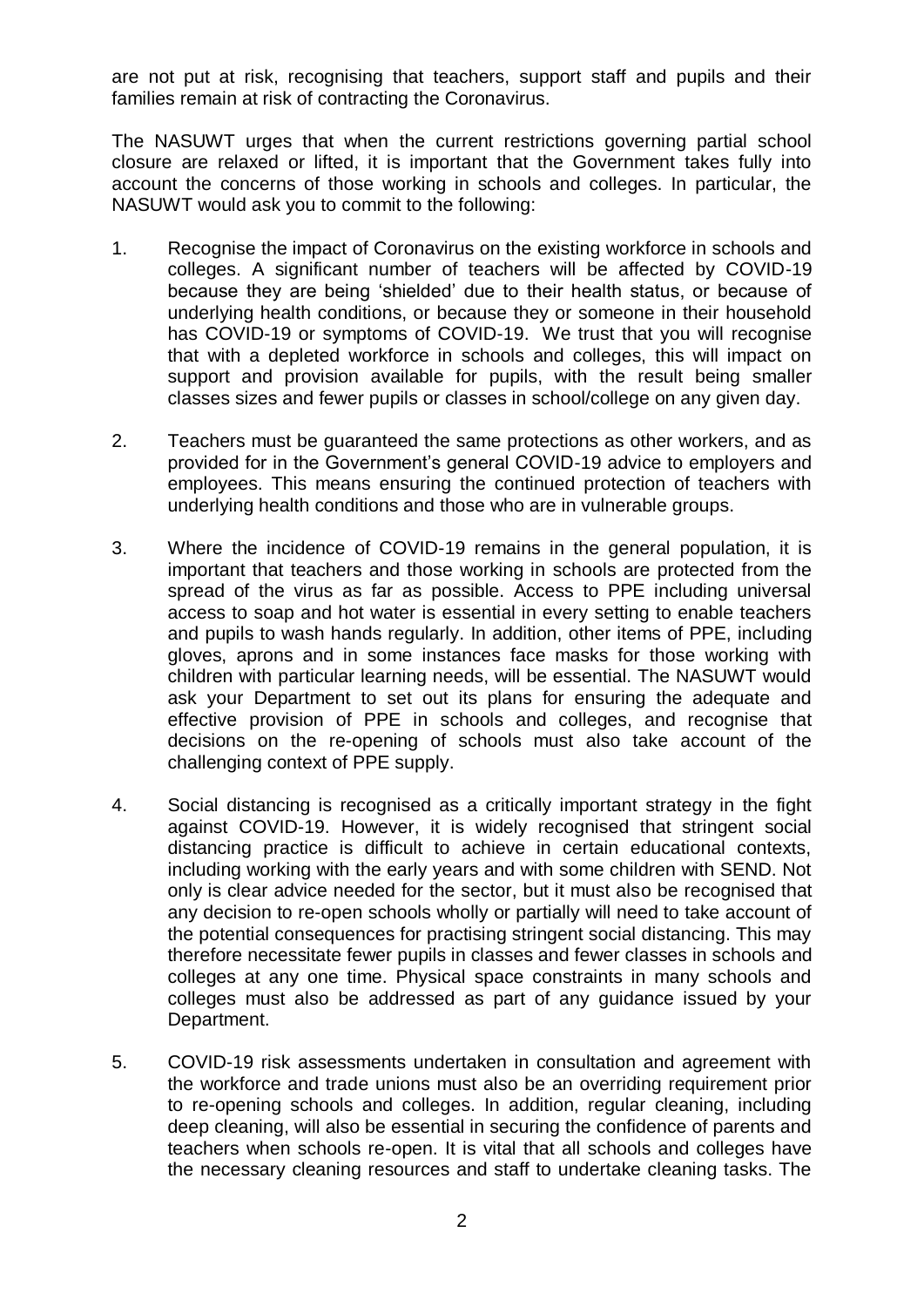are not put at risk, recognising that teachers, support staff and pupils and their families remain at risk of contracting the Coronavirus.

The NASUWT urges that when the current restrictions governing partial school closure are relaxed or lifted, it is important that the Government takes fully into account the concerns of those working in schools and colleges. In particular, the NASUWT would ask you to commit to the following:

1. Recognise the impact of Coronavirus on the existing workforce in schools and colleges. A significant number of teachers will be affected by COVID-19 because they are being 'shielded' due to their health status, or because of underlying health conditions, or because they or someone in their household has COVID-19 or symptoms of COVID-19. We trust that you will recognise that with a depleted workforce in schools and colleges, this will impact on support and provision available for pupils, with the result being smaller classes sizes and fewer pupils or classes in school/college on any given day.

2. Teachers must be guaranteed the same protections as other workers, and as provided for in the Government's general COVID-19 advice to employers and employees. This means ensuring the continued protection of teachers with underlying health conditions and those who are in vulnerable groups.

3. Where the incidence of COVID-19 remains in the general population, it is important that teachers and those working in schools are protected from the spread of the virus as far as possible. Access to PPE including universal access to soap and hot water is essential in every setting to enable teachers and pupils to wash hands regularly. In addition, other items of PPE, including gloves, aprons and in some instances face masks for those working with children with particular learning needs, will be essential. The NASUWT would ask your Department to set out its plans for ensuring the adequate and effective provision of PPE in schools and colleges, and recognise that decisions on the re-opening of schools must also take account of the challenging context of PPE supply.

4. Social distancing is recognised as a critically important strategy in the fight against COVID-19. However, it is widely recognised that stringent social distancing practice is difficult to achieve in certain educational contexts, including working with the early years and with some children with SEND. Not only is clear advice needed for the sector, but it must also be recognised that any decision to re-open schools wholly or partially will need to take account of the potential consequences for practising stringent social distancing. This may therefore necessitate fewer pupils in classes and fewer classes in schools and colleges at any one time. Physical space constraints in many schools and colleges must also be addressed as part of any guidance issued by your Department.

5. COVID-19 risk assessments undertaken in consultation and agreement with the workforce and trade unions must also be an overriding requirement prior to re-opening schools and colleges. In addition, regular cleaning, including deep cleaning, will also be essential in securing the confidence of parents and teachers when schools re-open. It is vital that all schools and colleges have the necessary cleaning resources and staff to undertake cleaning tasks. The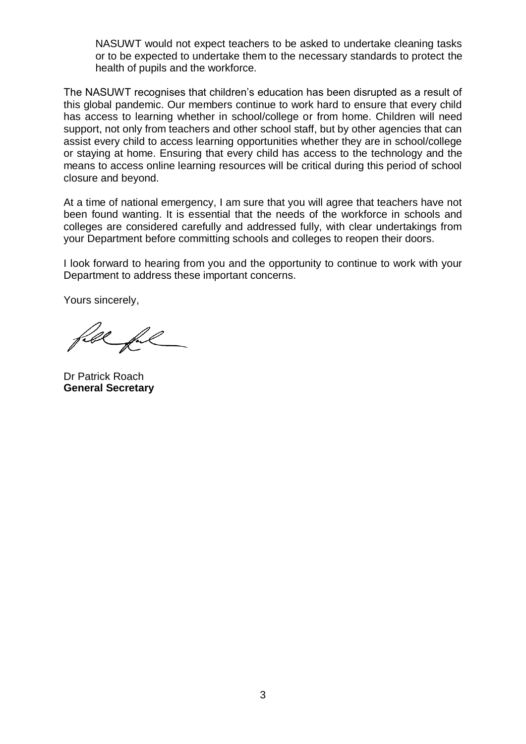NASUWT would not expect teachers to be asked to undertake cleaning tasks or to be expected to undertake them to the necessary standards to protect the health of pupils and the workforce.

The NASUWT recognises that children's education has been disrupted as a result of this global pandemic. Our members continue to work hard to ensure that every child has access to learning whether in school/college or from home. Children will need support, not only from teachers and other school staff, but by other agencies that can assist every child to access learning opportunities whether they are in school/college or staying at home. Ensuring that every child has access to the technology and the means to access online learning resources will be critical during this period of school closure and beyond.

At a time of national emergency, I am sure that you will agree that teachers have not been found wanting. It is essential that the needs of the workforce in schools and colleges are considered carefully and addressed fully, with clear undertakings from your Department before committing schools and colleges to reopen their doors.

I look forward to hearing from you and the opportunity to continue to work with your Department to address these important concerns.

Yours sincerely,

Dr Patrick Roach
**General Secretary**